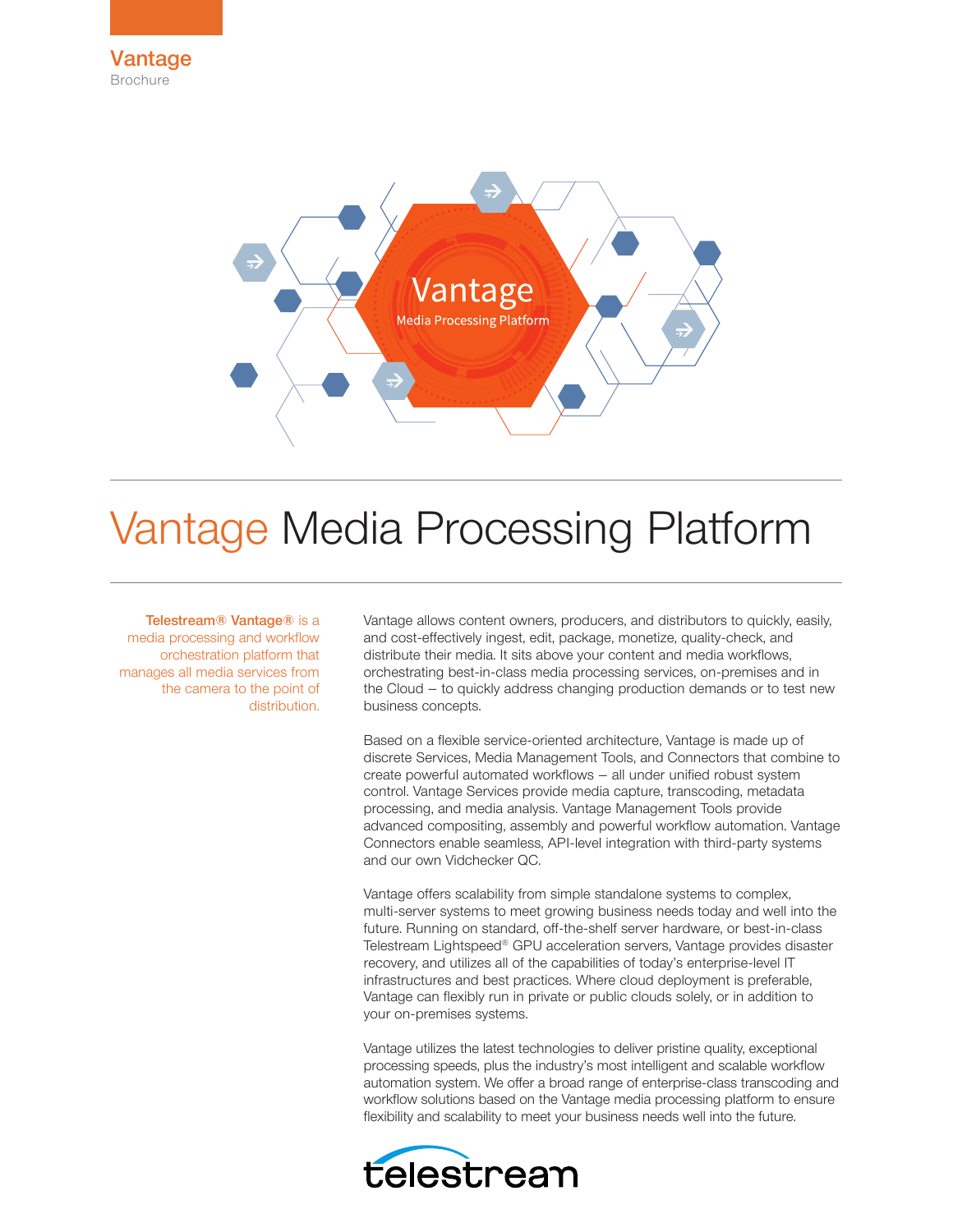**Vantage**
Brochure

# Vantage Media Processing Platform

**Telestream® Vantage®** is a media processing and workflow orchestration platform that manages all media services from the camera to the point of distribution.

Vantage allows content owners, producers, and distributors to quickly, easily, and cost-effectively ingest, edit, package, monetize, quality-check, and distribute their media. It sits above your content and media workflows, orchestrating best-in-class media processing services, on-premises and in the Cloud – to quickly address changing production demands or to test new business concepts.

Based on a flexible service-oriented architecture, Vantage is made up of discrete Services, Media Management Tools, and Connectors that combine to create powerful automated workflows – all under unified robust system control. Vantage Services provide media capture, transcoding, metadata processing, and media analysis. Vantage Management Tools provide advanced compositing, assembly and powerful workflow automation. Vantage Connectors enable seamless, API-level integration with third-party systems and our own Vidchecker QC.

Vantage offers scalability from simple standalone systems to complex, multi-server systems to meet growing business needs today and well into the future. Running on standard, off-the-shelf server hardware, or best-in-class Telestream Lightspeed® GPU acceleration servers, Vantage provides disaster recovery, and utilizes all of the capabilities of today's enterprise-level IT infrastructures and best practices. Where cloud deployment is preferable, Vantage can flexibly run in private or public clouds solely, or in addition to your on-premises systems.

Vantage utilizes the latest technologies to deliver pristine quality, exceptional processing speeds, plus the industry's most intelligent and scalable workflow automation system. We offer a broad range of enterprise-class transcoding and workflow solutions based on the Vantage media processing platform to ensure flexibility and scalability to meet your business needs well into the future.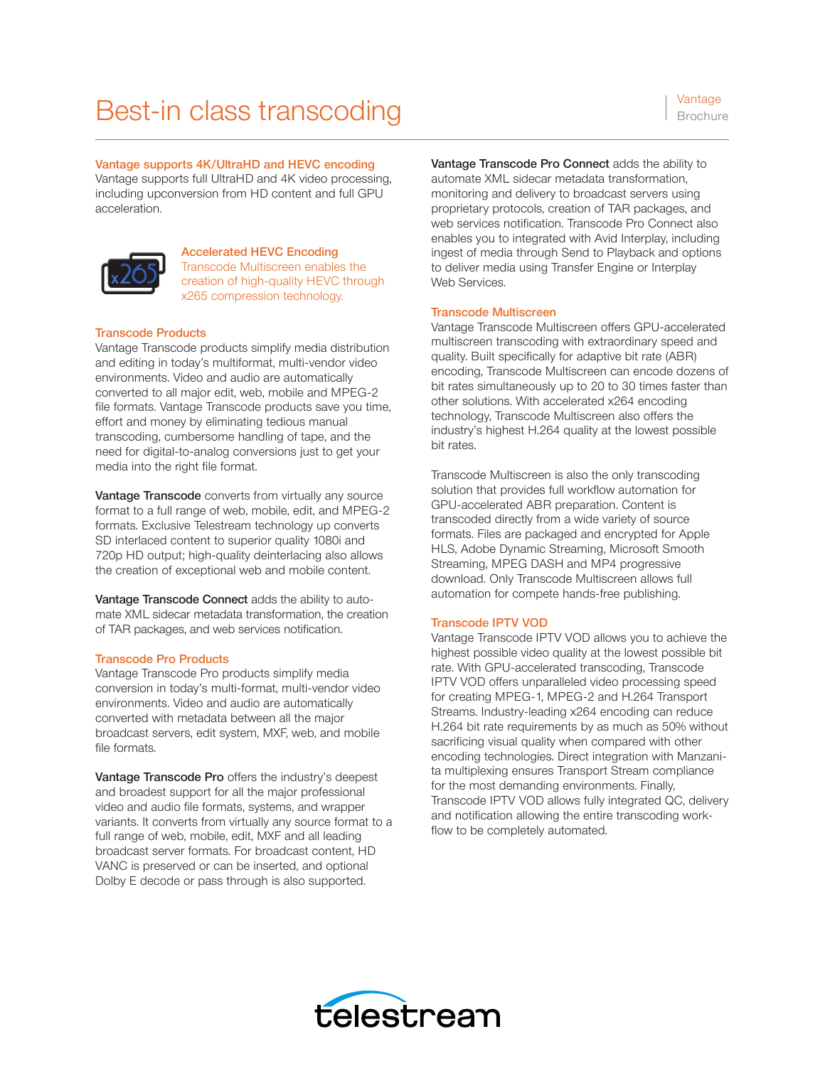# Best-in class transcoding

### Vantage supports 4K/UltraHD and HEVC encoding

Vantage supports full UltraHD and 4K video processing, including upconversion from HD content and full GPU acceleration.

**Accelerated HEVC Encoding**
Transcode Multiscreen enables the creation of high-quality HEVC through x265 compression technology.

### Transcode Products

Vantage Transcode products simplify media distribution and editing in today's multiformat, multi-vendor video environments. Video and audio are automatically converted to all major edit, web, mobile and MPEG-2 file formats. Vantage Transcode products save you time, effort and money by eliminating tedious manual transcoding, cumbersome handling of tape, and the need for digital-to-analog conversions just to get your media into the right file format.

**Vantage Transcode** converts from virtually any source format to a full range of web, mobile, edit, and MPEG-2 formats. Exclusive Telestream technology up converts SD interlaced content to superior quality 1080i and 720p HD output; high-quality deinterlacing also allows the creation of exceptional web and mobile content.

**Vantage Transcode Connect** adds the ability to automate XML sidecar metadata transformation, the creation of TAR packages, and web services notification.

### Transcode Pro Products

Vantage Transcode Pro products simplify media conversion in today's multi-format, multi-vendor video environments. Video and audio are automatically converted with metadata between all the major broadcast servers, edit system, MXF, web, and mobile file formats.

**Vantage Transcode Pro** offers the industry's deepest and broadest support for all the major professional video and audio file formats, systems, and wrapper variants. It converts from virtually any source format to a full range of web, mobile, edit, MXF and all leading broadcast server formats. For broadcast content, HD VANC is preserved or can be inserted, and optional Dolby E decode or pass through is also supported.

**Vantage Transcode Pro Connect** adds the ability to automate XML sidecar metadata transformation, monitoring and delivery to broadcast servers using proprietary protocols, creation of TAR packages, and web services notification. Transcode Pro Connect also enables you to integrated with Avid Interplay, including ingest of media through Send to Playback and options to deliver media using Transfer Engine or Interplay Web Services.

### Transcode Multiscreen

Vantage Transcode Multiscreen offers GPU-accelerated multiscreen transcoding with extraordinary speed and quality. Built specifically for adaptive bit rate (ABR) encoding, Transcode Multiscreen can encode dozens of bit rates simultaneously up to 20 to 30 times faster than other solutions. With accelerated x264 encoding technology, Transcode Multiscreen also offers the industry's highest H.264 quality at the lowest possible bit rates.

Transcode Multiscreen is also the only transcoding solution that provides full workflow automation for GPU-accelerated ABR preparation. Content is transcoded directly from a wide variety of source formats. Files are packaged and encrypted for Apple HLS, Adobe Dynamic Streaming, Microsoft Smooth Streaming, MPEG DASH and MP4 progressive download. Only Transcode Multiscreen allows full automation for compete hands-free publishing.

### Transcode IPTV VOD

Vantage Transcode IPTV VOD allows you to achieve the highest possible video quality at the lowest possible bit rate. With GPU-accelerated transcoding, Transcode IPTV VOD offers unparalleled video processing speed for creating MPEG-1, MPEG-2 and H.264 Transport Streams. Industry-leading x264 encoding can reduce H.264 bit rate requirements by as much as 50% without sacrificing visual quality when compared with other encoding technologies. Direct integration with Manzanita multiplexing ensures Transport Stream compliance for the most demanding environments. Finally, Transcode IPTV VOD allows fully integrated QC, delivery and notification allowing the entire transcoding workflow to be completely automated.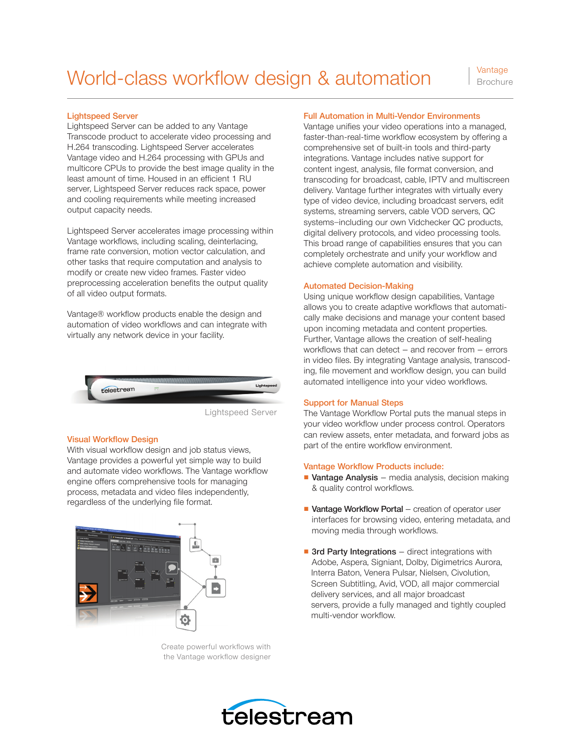# World-class workflow design & automation

## Lightspeed Server

Lightspeed Server can be added to any Vantage Transcode product to accelerate video processing and H.264 transcoding. Lightspeed Server accelerates Vantage video and H.264 processing with GPUs and multicore CPUs to provide the best image quality in the least amount of time. Housed in an efficient 1 RU server, Lightspeed Server reduces rack space, power and cooling requirements while meeting increased output capacity needs.

Lightspeed Server accelerates image processing within Vantage workflows, including scaling, deinterlacing, frame rate conversion, motion vector calculation, and other tasks that require computation and analysis to modify or create new video frames. Faster video preprocessing acceleration benefits the output quality of all video output formats.

Vantage® workflow products enable the design and automation of video workflows and can integrate with virtually any network device in your facility.

Lightspeed Server

## Visual Workflow Design

With visual workflow design and job status views, Vantage provides a powerful yet simple way to build and automate video workflows. The Vantage workflow engine offers comprehensive tools for managing process, metadata and video files independently, regardless of the underlying file format.

Create powerful workflows with the Vantage workflow designer

## Full Automation in Multi-Vendor Environments

Vantage unifies your video operations into a managed, faster-than-real-time workflow ecosystem by offering a comprehensive set of built-in tools and third-party integrations. Vantage includes native support for content ingest, analysis, file format conversion, and transcoding for broadcast, cable, IPTV and multiscreen delivery. Vantage further integrates with virtually every type of video device, including broadcast servers, edit systems, streaming servers, cable VOD servers, QC systems–including our own Vidchecker QC products, digital delivery protocols, and video processing tools. This broad range of capabilities ensures that you can completely orchestrate and unify your workflow and achieve complete automation and visibility.

## Automated Decision-Making

Using unique workflow design capabilities, Vantage allows you to create adaptive workflows that automatically make decisions and manage your content based upon incoming metadata and content properties. Further, Vantage allows the creation of self-healing workflows that can detect – and recover from – errors in video files. By integrating Vantage analysis, transcoding, file movement and workflow design, you can build automated intelligence into your video workflows.

## Support for Manual Steps

The Vantage Workflow Portal puts the manual steps in your video workflow under process control. Operators can review assets, enter metadata, and forward jobs as part of the entire workflow environment.

## Vantage Workflow Products include:

- **Vantage Analysis** – media analysis, decision making & quality control workflows.
- **Vantage Workflow Portal** – creation of operator user interfaces for browsing video, entering metadata, and moving media through workflows.
- **3rd Party Integrations** – direct integrations with Adobe, Aspera, Signiant, Dolby, Digimetrics Aurora, Interra Baton, Venera Pulsar, Nielsen, Civolution, Screen Subtitling, Avid, VOD, all major commercial delivery services, and all major broadcast servers, provide a fully managed and tightly coupled multi-vendor workflow.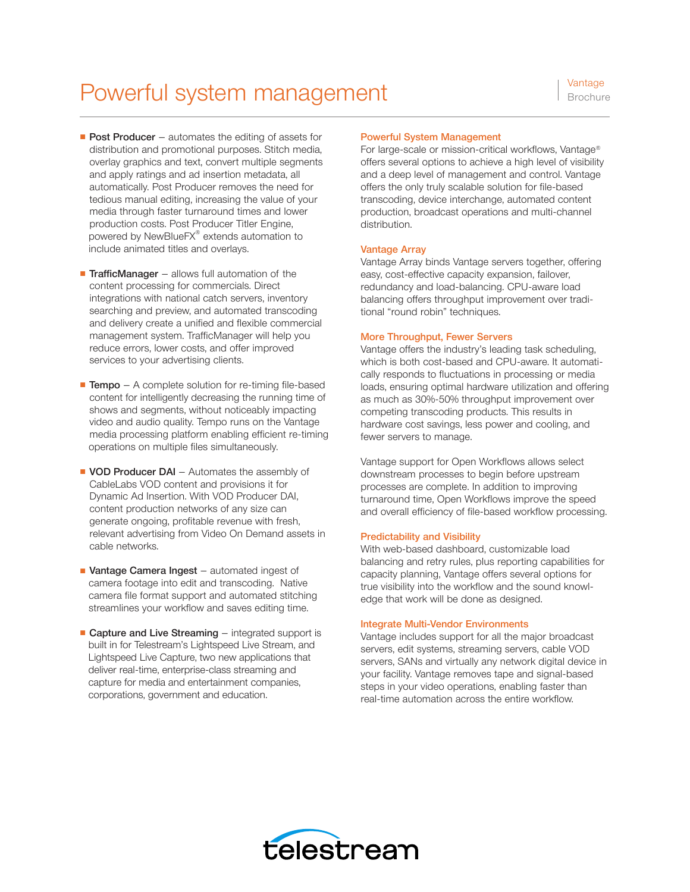# Powerful system management

- **Post Producer** – automates the editing of assets for distribution and promotional purposes. Stitch media, overlay graphics and text, convert multiple segments and apply ratings and ad insertion metadata, all automatically. Post Producer removes the need for tedious manual editing, increasing the value of your media through faster turnaround times and lower production costs. Post Producer Titler Engine, powered by NewBlueFX® extends automation to include animated titles and overlays.

- **TrafficManager** – allows full automation of the content processing for commercials. Direct integrations with national catch servers, inventory searching and preview, and automated transcoding and delivery create a unified and flexible commercial management system. TrafficManager will help you reduce errors, lower costs, and offer improved services to your advertising clients.

- **Tempo** – A complete solution for re-timing file-based content for intelligently decreasing the running time of shows and segments, without noticeably impacting video and audio quality. Tempo runs on the Vantage media processing platform enabling efficient re-timing operations on multiple files simultaneously.

- **VOD Producer DAI** – Automates the assembly of CableLabs VOD content and provisions it for Dynamic Ad Insertion. With VOD Producer DAI, content production networks of any size can generate ongoing, profitable revenue with fresh, relevant advertising from Video On Demand assets in cable networks.

- **Vantage Camera Ingest** – automated ingest of camera footage into edit and transcoding. Native camera file format support and automated stitching streamlines your workflow and saves editing time.

- **Capture and Live Streaming** – integrated support is built in for Telestream's Lightspeed Live Stream, and Lightspeed Live Capture, two new applications that deliver real-time, enterprise-class streaming and capture for media and entertainment companies, corporations, government and education.

### Powerful System Management

For large-scale or mission-critical workflows, Vantage® offers several options to achieve a high level of visibility and a deep level of management and control. Vantage offers the only truly scalable solution for file-based transcoding, device interchange, automated content production, broadcast operations and multi-channel distribution.

### Vantage Array

Vantage Array binds Vantage servers together, offering easy, cost-effective capacity expansion, failover, redundancy and load-balancing. CPU-aware load balancing offers throughput improvement over traditional "round robin" techniques.

### More Throughput, Fewer Servers

Vantage offers the industry's leading task scheduling, which is both cost-based and CPU-aware. It automatically responds to fluctuations in processing or media loads, ensuring optimal hardware utilization and offering as much as 30%-50% throughput improvement over competing transcoding products. This results in hardware cost savings, less power and cooling, and fewer servers to manage.

Vantage support for Open Workflows allows select downstream processes to begin before upstream processes are complete. In addition to improving turnaround time, Open Workflows improve the speed and overall efficiency of file-based workflow processing.

### Predictability and Visibility

With web-based dashboard, customizable load balancing and retry rules, plus reporting capabilities for capacity planning, Vantage offers several options for true visibility into the workflow and the sound knowledge that work will be done as designed.

### Integrate Multi-Vendor Environments

Vantage includes support for all the major broadcast servers, edit systems, streaming servers, cable VOD servers, SANs and virtually any network digital device in your facility. Vantage removes tape and signal-based steps in your video operations, enabling faster than real-time automation across the entire workflow.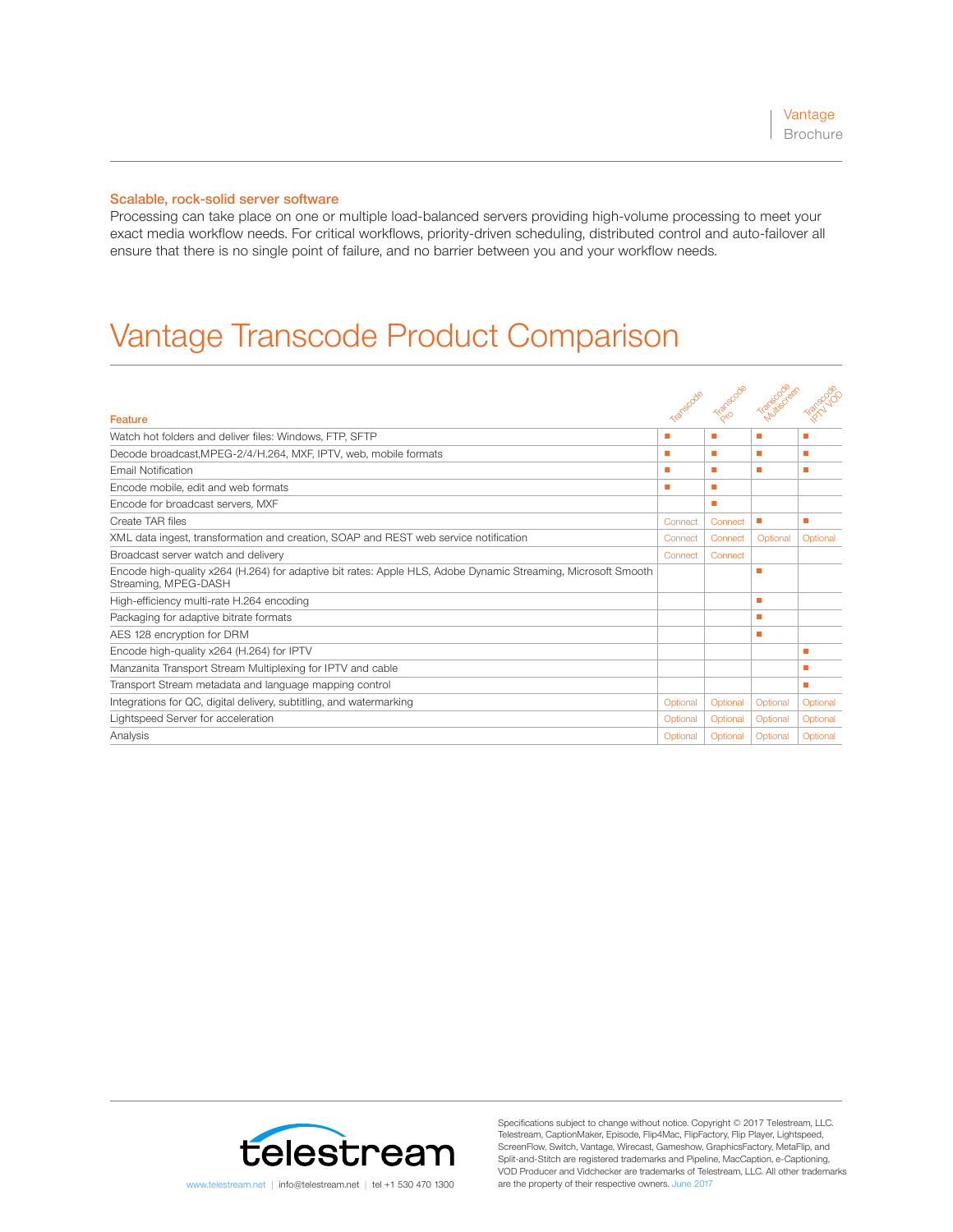### Scalable, rock-solid server software

Processing can take place on one or multiple load-balanced servers providing high-volume processing to meet your exact media workflow needs. For critical workflows, priority-driven scheduling, distributed control and auto-failover all ensure that there is no single point of failure, and no barrier between you and your workflow needs.

# Vantage Transcode Product Comparison

| Feature | Transcode | Transcode Pro | Transcode Multiscreen | Transcode IPTV VOD |
|---|---|---|---|---|
| Watch hot folders and deliver files: Windows, FTP, SFTP | ■ | ■ | ■ | ■ |
| Decode broadcast,MPEG-2/4/H.264, MXF, IPTV, web, mobile formats | ■ | ■ | ■ | ■ |
| Email Notification | ■ | ■ | ■ | ■ |
| Encode mobile, edit and web formats | ■ | ■ | | |
| Encode for broadcast servers, MXF | | ■ | | |
| Create TAR files | Connect | Connect | ■ | ■ |
| XML data ingest, transformation and creation, SOAP and REST web service notification | Connect | Connect | Optional | Optional |
| Broadcast server watch and delivery | Connect | Connect | | |
| Encode high-quality x264 (H.264) for adaptive bit rates: Apple HLS, Adobe Dynamic Streaming, Microsoft Smooth Streaming, MPEG-DASH | | | ■ | |
| High-efficiency multi-rate H.264 encoding | | | ■ | |
| Packaging for adaptive bitrate formats | | | ■ | |
| AES 128 encryption for DRM | | | ■ | |
| Encode high-quality x264 (H.264) for IPTV | | | | ■ |
| Manzanita Transport Stream Multiplexing for IPTV and cable | | | | ■ |
| Transport Stream metadata and language mapping control | | | | ■ |
| Integrations for QC, digital delivery, subtitling, and watermarking | Optional | Optional | Optional | Optional |
| Lightspeed Server for acceleration | Optional | Optional | Optional | Optional |
| Analysis | Optional | Optional | Optional | Optional |

telestream

www.telestream.net | info@telestream.net | tel +1 530 470 1300

Specifications subject to change without notice. Copyright © 2017 Telestream, LLC. Telestream, CaptionMaker, Episode, Flip4Mac, FlipFactory, Flip Player, Lightspeed, ScreenFlow, Switch, Vantage, Wirecast, Gameshow, GraphicsFactory, MetaFlip, and Split-and-Stitch are registered trademarks and Pipeline, MacCaption, e-Captioning, VOD Producer and Vidchecker are trademarks of Telestream, LLC. All other trademarks are the property of their respective owners. June 2017